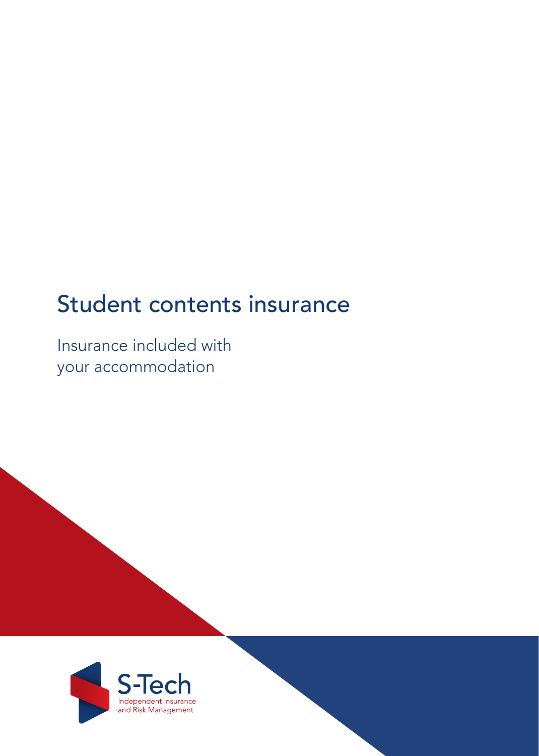# Student contents insurance

Insurance included with your accommodation

S-Tech
Independent Insurance and Risk Management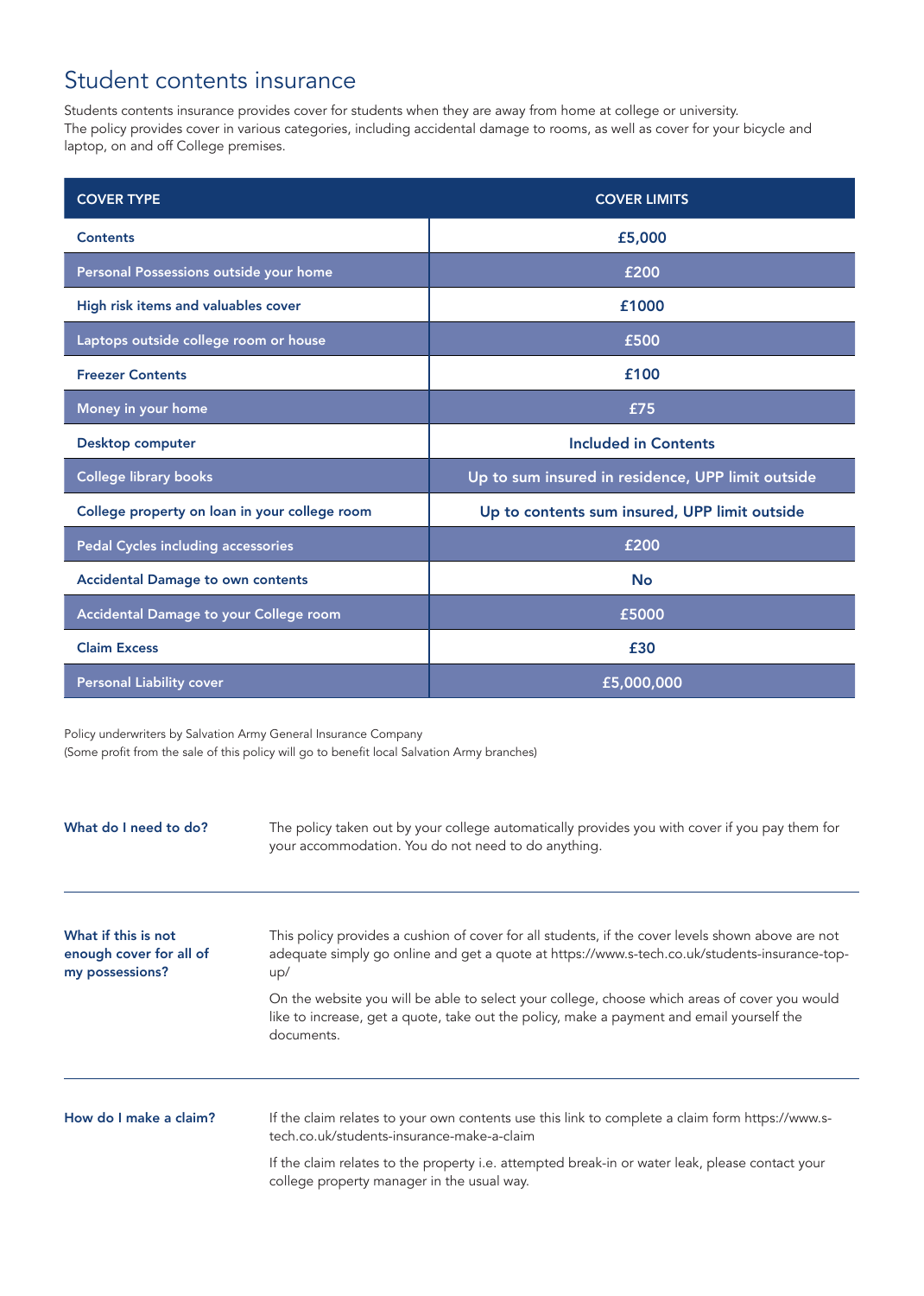# Student contents insurance

Students contents insurance provides cover for students when they are away from home at college or university. The policy provides cover in various categories, including accidental damage to rooms, as well as cover for your bicycle and laptop, on and off College premises.

| COVER TYPE | COVER LIMITS |
|---|---|
| Contents | £5,000 |
| Personal Possessions outside your home | £200 |
| High risk items and valuables cover | £1000 |
| Laptops outside college room or house | £500 |
| Freezer Contents | £100 |
| Money in your home | £75 |
| Desktop computer | Included in Contents |
| College library books | Up to sum insured in residence, UPP limit outside |
| College property on loan in your college room | Up to contents sum insured, UPP limit outside |
| Pedal Cycles including accessories | £200 |
| Accidental Damage to own contents | No |
| Accidental Damage to your College room | £5000 |
| Claim Excess | £30 |
| Personal Liability cover | £5,000,000 |

Policy underwriters by Salvation Army General Insurance Company
(Some profit from the sale of this policy will go to benefit local Salvation Army branches)

**What do I need to do?**

The policy taken out by your college automatically provides you with cover if you pay them for your accommodation. You do not need to do anything.

**What if this is not enough cover for all of my possessions?**

This policy provides a cushion of cover for all students, if the cover levels shown above are not adequate simply go online and get a quote at https://www.s-tech.co.uk/students-insurance-top-up/

On the website you will be able to select your college, choose which areas of cover you would like to increase, get a quote, take out the policy, make a payment and email yourself the documents.

**How do I make a claim?**

If the claim relates to your own contents use this link to complete a claim form https://www.s-tech.co.uk/students-insurance-make-a-claim

If the claim relates to the property i.e. attempted break-in or water leak, please contact your college property manager in the usual way.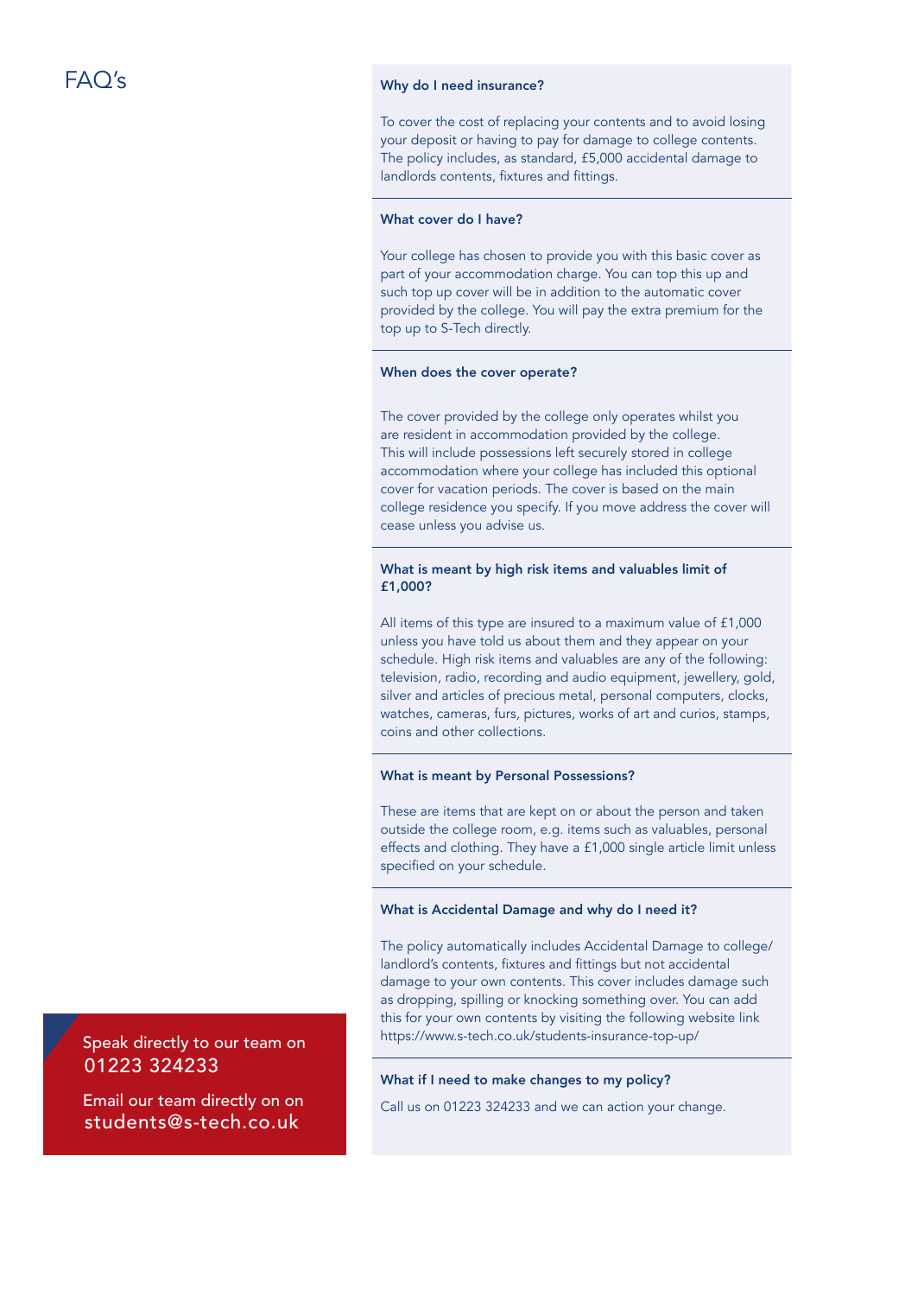# FAQ's

### Why do I need insurance?

To cover the cost of replacing your contents and to avoid losing your deposit or having to pay for damage to college contents. The policy includes, as standard, £5,000 accidental damage to landlords contents, fixtures and fittings.

### What cover do I have?

Your college has chosen to provide you with this basic cover as part of your accommodation charge. You can top this up and such top up cover will be in addition to the automatic cover provided by the college. You will pay the extra premium for the top up to S-Tech directly.

### When does the cover operate?

The cover provided by the college only operates whilst you are resident in accommodation provided by the college. This will include possessions left securely stored in college accommodation where your college has included this optional cover for vacation periods. The cover is based on the main college residence you specify. If you move address the cover will cease unless you advise us.

### What is meant by high risk items and valuables limit of £1,000?

All items of this type are insured to a maximum value of £1,000 unless you have told us about them and they appear on your schedule. High risk items and valuables are any of the following: television, radio, recording and audio equipment, jewellery, gold, silver and articles of precious metal, personal computers, clocks, watches, cameras, furs, pictures, works of art and curios, stamps, coins and other collections.

### What is meant by Personal Possessions?

These are items that are kept on or about the person and taken outside the college room, e.g. items such as valuables, personal effects and clothing. They have a £1,000 single article limit unless specified on your schedule.

### What is Accidental Damage and why do I need it?

The policy automatically includes Accidental Damage to college/landlord's contents, fixtures and fittings but not accidental damage to your own contents. This cover includes damage such as dropping, spilling or knocking something over. You can add this for your own contents by visiting the following website link https://www.s-tech.co.uk/students-insurance-top-up/

### What if I need to make changes to my policy?

Call us on 01223 324233 and we can action your change.

Speak directly to our team on
**01223 324233**

Email our team directly on on
**students@s-tech.co.uk**